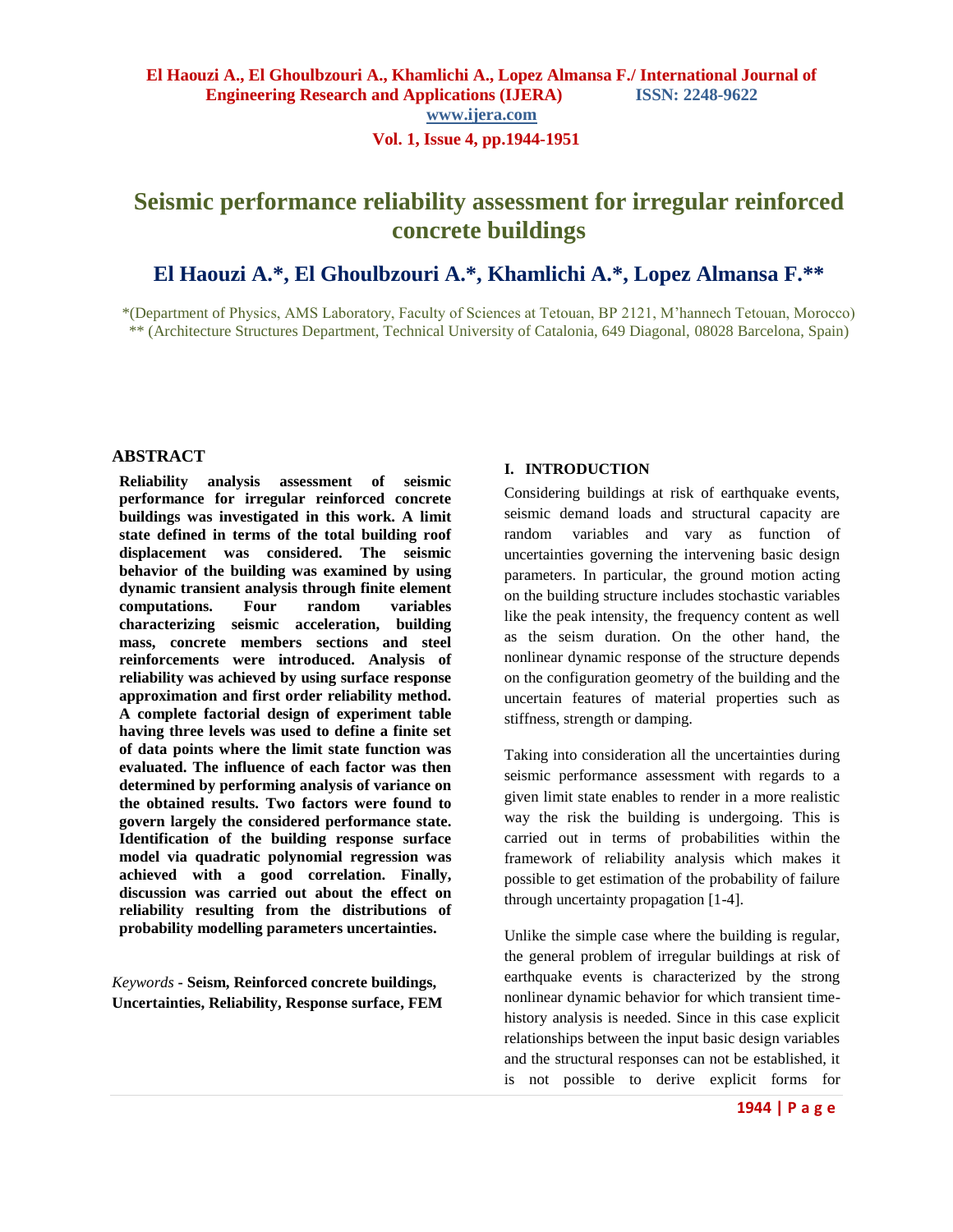# Seismic performance reliability assessment for irregular reinforced concrete buildings

## El Haouzi A.*, El Ghoulbzouri A.*, Khamlichi A.*, Lopez Almansa F.**

*(Department of Physics, AMS Laboratory, Faculty of Sciences at Tetouan, BP 2121, M'hannech Tetouan, Morocco)
** (Architecture Structures Department, Technical University of Catalonia, 649 Diagonal, 08028 Barcelona, Spain)

## ABSTRACT

**Reliability analysis assessment of seismic performance for irregular reinforced concrete buildings was investigated in this work. A limit state defined in terms of the total building roof displacement was considered. The seismic behavior of the building was examined by using dynamic transient analysis through finite element computations. Four random variables characterizing seismic acceleration, building mass, concrete members sections and steel reinforcements were introduced. Analysis of reliability was achieved by using surface response approximation and first order reliability method. A complete factorial design of experiment table having three levels was used to define a finite set of data points where the limit state function was evaluated. The influence of each factor was then determined by performing analysis of variance on the obtained results. Two factors were found to govern largely the considered performance state. Identification of the building response surface model via quadratic polynomial regression was achieved with a good correlation. Finally, discussion was carried out about the effect on reliability resulting from the distributions of probability modelling parameters uncertainties.**

*Keywords* - **Seism, Reinforced concrete buildings, Uncertainties, Reliability, Response surface, FEM**

## I. INTRODUCTION

Considering buildings at risk of earthquake events, seismic demand loads and structural capacity are random variables and vary as function of uncertainties governing the intervening basic design parameters. In particular, the ground motion acting on the building structure includes stochastic variables like the peak intensity, the frequency content as well as the seism duration. On the other hand, the nonlinear dynamic response of the structure depends on the configuration geometry of the building and the uncertain features of material properties such as stiffness, strength or damping.

Taking into consideration all the uncertainties during seismic performance assessment with regards to a given limit state enables to render in a more realistic way the risk the building is undergoing. This is carried out in terms of probabilities within the framework of reliability analysis which makes it possible to get estimation of the probability of failure through uncertainty propagation [1-4].

Unlike the simple case where the building is regular, the general problem of irregular buildings at risk of earthquake events is characterized by the strong nonlinear dynamic behavior for which transient time-history analysis is needed. Since in this case explicit relationships between the input basic design variables and the structural responses can not be established, it is not possible to derive explicit forms for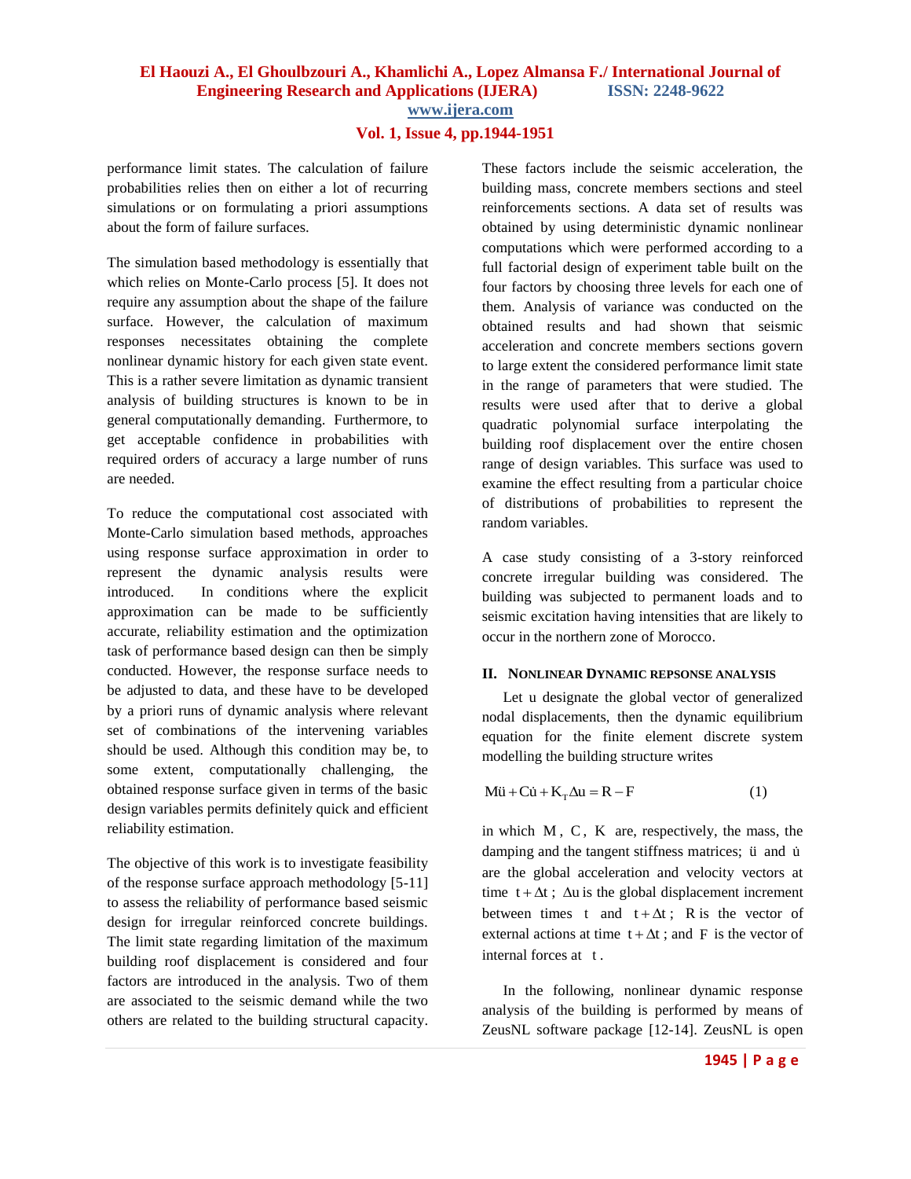performance limit states. The calculation of failure probabilities relies then on either a lot of recurring simulations or on formulating a priori assumptions about the form of failure surfaces.

The simulation based methodology is essentially that which relies on Monte-Carlo process [5]. It does not require any assumption about the shape of the failure surface. However, the calculation of maximum responses necessitates obtaining the complete nonlinear dynamic history for each given state event. This is a rather severe limitation as dynamic transient analysis of building structures is known to be in general computationally demanding. Furthermore, to get acceptable confidence in probabilities with required orders of accuracy a large number of runs are needed.

To reduce the computational cost associated with Monte-Carlo simulation based methods, approaches using response surface approximation in order to represent the dynamic analysis results were introduced. In conditions where the explicit approximation can be made to be sufficiently accurate, reliability estimation and the optimization task of performance based design can then be simply conducted. However, the response surface needs to be adjusted to data, and these have to be developed by a priori runs of dynamic analysis where relevant set of combinations of the intervening variables should be used. Although this condition may be, to some extent, computationally challenging, the obtained response surface given in terms of the basic design variables permits definitely quick and efficient reliability estimation.

The objective of this work is to investigate feasibility of the response surface approach methodology [5-11] to assess the reliability of performance based seismic design for irregular reinforced concrete buildings. The limit state regarding limitation of the maximum building roof displacement is considered and four factors are introduced in the analysis. Two of them are associated to the seismic demand while the two others are related to the building structural capacity. These factors include the seismic acceleration, the building mass, concrete members sections and steel reinforcements sections. A data set of results was obtained by using deterministic dynamic nonlinear computations which were performed according to a full factorial design of experiment table built on the four factors by choosing three levels for each one of them. Analysis of variance was conducted on the obtained results and had shown that seismic acceleration and concrete members sections govern to large extent the considered performance limit state in the range of parameters that were studied. The results were used after that to derive a global quadratic polynomial surface interpolating the building roof displacement over the entire chosen range of design variables. This surface was used to examine the effect resulting from a particular choice of distributions of probabilities to represent the random variables.

A case study consisting of a 3-story reinforced concrete irregular building was considered. The building was subjected to permanent loads and to seismic excitation having intensities that are likely to occur in the northern zone of Morocco.

## II. NONLINEAR DYNAMIC REPSONSE ANALYSIS

Let u designate the global vector of generalized nodal displacements, then the dynamic equilibrium equation for the finite element discrete system modelling the building structure writes

$$M\ddot{u} + C\dot{u} + K_T \Delta u = R - F \qquad (1)$$

in which $M$, $C$, $K$ are, respectively, the mass, the damping and the tangent stiffness matrices; $\ddot{u}$ and $\dot{u}$ are the global acceleration and velocity vectors at time $t + \Delta t$; $\Delta u$ is the global displacement increment between times $t$ and $t + \Delta t$; $R$ is the vector of external actions at time $t + \Delta t$; and $F$ is the vector of internal forces at $t$.

In the following, nonlinear dynamic response analysis of the building is performed by means of ZeusNL software package [12-14]. ZeusNL is open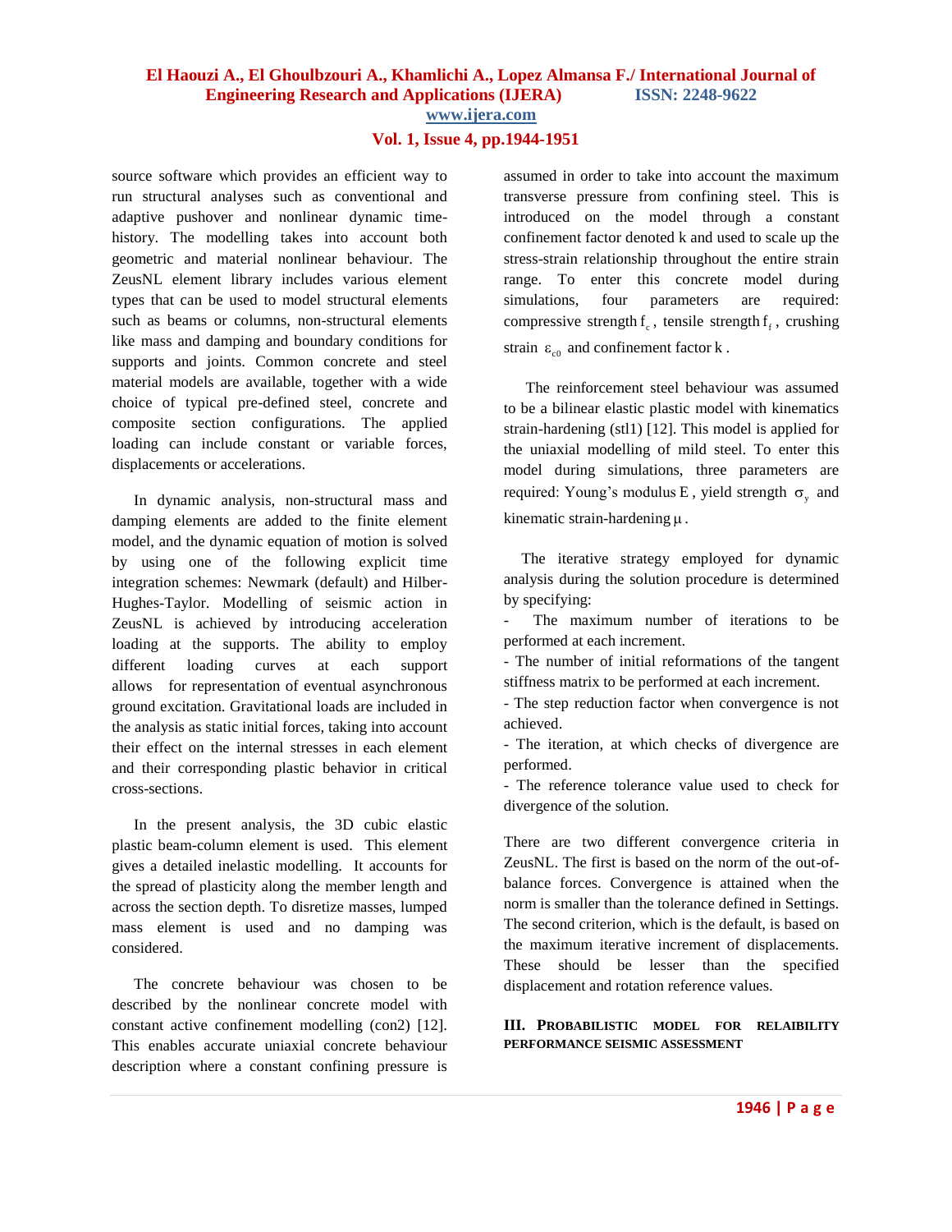source software which provides an efficient way to run structural analyses such as conventional and adaptive pushover and nonlinear dynamic time-history. The modelling takes into account both geometric and material nonlinear behaviour. The ZeusNL element library includes various element types that can be used to model structural elements such as beams or columns, non-structural elements like mass and damping and boundary conditions for supports and joints. Common concrete and steel material models are available, together with a wide choice of typical pre-defined steel, concrete and composite section configurations. The applied loading can include constant or variable forces, displacements or accelerations.

In dynamic analysis, non-structural mass and damping elements are added to the finite element model, and the dynamic equation of motion is solved by using one of the following explicit time integration schemes: Newmark (default) and Hilber-Hughes-Taylor. Modelling of seismic action in ZeusNL is achieved by introducing acceleration loading at the supports. The ability to employ different loading curves at each support allows for representation of eventual asynchronous ground excitation. Gravitational loads are included in the analysis as static initial forces, taking into account their effect on the internal stresses in each element and their corresponding plastic behavior in critical cross-sections.

In the present analysis, the 3D cubic elastic plastic beam-column element is used. This element gives a detailed inelastic modelling. It accounts for the spread of plasticity along the member length and across the section depth. To disretize masses, lumped mass element is used and no damping was considered.

The concrete behaviour was chosen to be described by the nonlinear concrete model with constant active confinement modelling (con2) [12]. This enables accurate uniaxial concrete behaviour description where a constant confining pressure is assumed in order to take into account the maximum transverse pressure from confining steel. This is introduced on the model through a constant confinement factor denoted k and used to scale up the stress-strain relationship throughout the entire strain range. To enter this concrete model during simulations, four parameters are required: compressive strength $f_c$, tensile strength $f_t$, crushing strain $\varepsilon_{c0}$ and confinement factor $k$.

The reinforcement steel behaviour was assumed to be a bilinear elastic plastic model with kinematics strain-hardening (stl1) [12]. This model is applied for the uniaxial modelling of mild steel. To enter this model during simulations, three parameters are required: Young's modulus $E$, yield strength $\sigma_y$ and kinematic strain-hardening $\mu$.

The iterative strategy employed for dynamic analysis during the solution procedure is determined by specifying:

- The maximum number of iterations to be performed at each increment.
- The number of initial reformations of the tangent stiffness matrix to be performed at each increment.
- The step reduction factor when convergence is not achieved.
- The iteration, at which checks of divergence are performed.
- The reference tolerance value used to check for divergence of the solution.

There are two different convergence criteria in ZeusNL. The first is based on the norm of the out-of-balance forces. Convergence is attained when the norm is smaller than the tolerance defined in Settings. The second criterion, which is the default, is based on the maximum iterative increment of displacements. These should be lesser than the specified displacement and rotation reference values.

## III. PROBABILISTIC MODEL FOR RELAIBILITY PERFORMANCE SEISMIC ASSESSMENT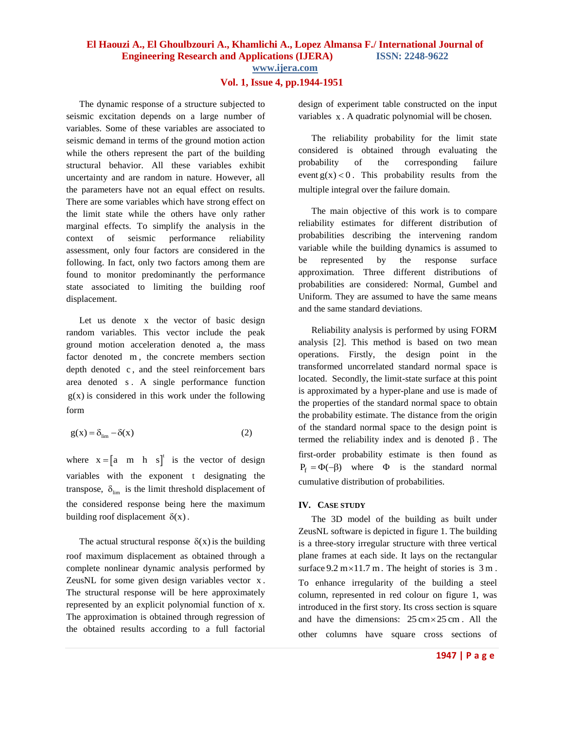The dynamic response of a structure subjected to seismic excitation depends on a large number of variables. Some of these variables are associated to seismic demand in terms of the ground motion action while the others represent the part of the building structural behavior. All these variables exhibit uncertainty and are random in nature. However, all the parameters have not an equal effect on results. There are some variables which have strong effect on the limit state while the others have only rather marginal effects. To simplify the analysis in the context of seismic performance reliability assessment, only four factors are considered in the following. In fact, only two factors among them are found to monitor predominantly the performance state associated to limiting the building roof displacement.

Let us denote $x$ the vector of basic design random variables. This vector include the peak ground motion acceleration denoted a, the mass factor denoted $m$, the concrete members section depth denoted $c$, and the steel reinforcement bars area denoted $s$. A single performance function $g(x)$ is considered in this work under the following form

$$g(x) = \delta_{\lim} - \delta(x) \qquad (2)$$

where $x = \begin{bmatrix} a & m & h & s \end{bmatrix}^t$ is the vector of design variables with the exponent $t$ designating the transpose, $\delta_{\lim}$ is the limit threshold displacement of the considered response being here the maximum building roof displacement $\delta(x)$.

The actual structural response $\delta(x)$ is the building roof maximum displacement as obtained through a complete nonlinear dynamic analysis performed by ZeusNL for some given design variables vector $x$. The structural response will be here approximately represented by an explicit polynomial function of x. The approximation is obtained through regression of the obtained results according to a full factorial design of experiment table constructed on the input variables $x$. A quadratic polynomial will be chosen.

The reliability probability for the limit state considered is obtained through evaluating the probability of the corresponding failure event $g(x) < 0$. This probability results from the multiple integral over the failure domain.

The main objective of this work is to compare reliability estimates for different distribution of probabilities describing the intervening random variable while the building dynamics is assumed to be represented by the response surface approximation. Three different distributions of probabilities are considered: Normal, Gumbel and Uniform. They are assumed to have the same means and the same standard deviations.

Reliability analysis is performed by using FORM analysis [2]. This method is based on two mean operations. Firstly, the design point in the transformed uncorrelated standard normal space is located. Secondly, the limit-state surface at this point is approximated by a hyper-plane and use is made of the properties of the standard normal space to obtain the probability estimate. The distance from the origin of the standard normal space to the design point is termed the reliability index and is denoted $\beta$. The first-order probability estimate is then found as $P_f = \Phi(-\beta)$ where $\Phi$ is the standard normal cumulative distribution of probabilities.

## IV. Case Study

The 3D model of the building as built under ZeusNL software is depicted in figure 1. The building is a three-story irregular structure with three vertical plane frames at each side. It lays on the rectangular surface $9.2\ \text{m} \times 11.7\ \text{m}$. The height of stories is $3\ \text{m}$. To enhance irregularity of the building a steel column, represented in red colour on figure 1, was introduced in the first story. Its cross section is square and have the dimensions: $25\ \text{cm} \times 25\ \text{cm}$. All the other columns have square cross sections of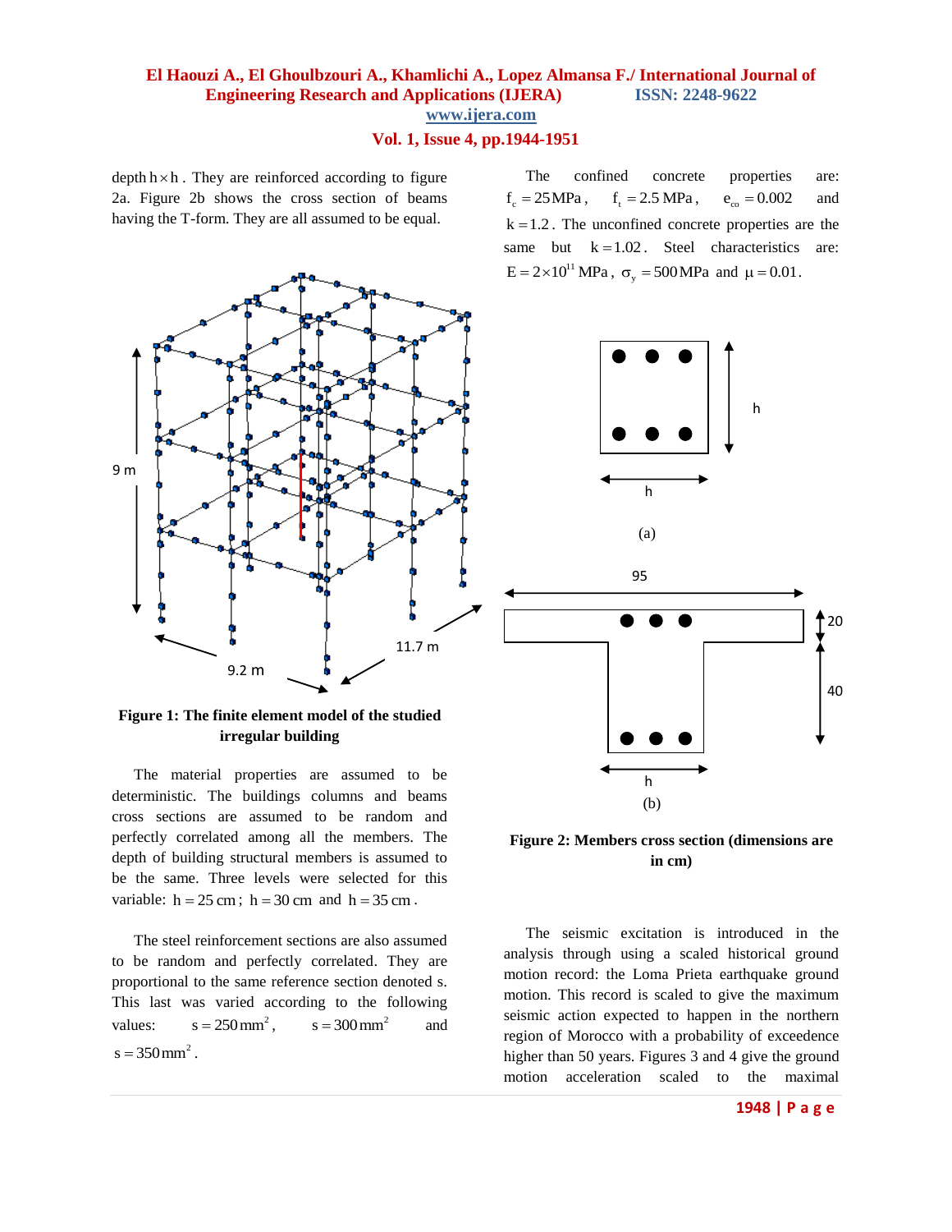depth $h \times h$. They are reinforced according to figure 2a. Figure 2b shows the cross section of beams having the T-form. They are all assumed to be equal.

Figure 1: The finite element model of the studied irregular building

The material properties are assumed to be deterministic. The buildings columns and beams cross sections are assumed to be random and perfectly correlated among all the members. The depth of building structural members is assumed to be the same. Three levels were selected for this variable: $h = 25$ cm ; $h = 30$ cm and $h = 35$ cm .

The steel reinforcement sections are also assumed to be random and perfectly correlated. They are proportional to the same reference section denoted s. This last was varied according to the following values: $s = 250\,\text{mm}^2$, $s = 300\,\text{mm}^2$ and $s = 350\,\text{mm}^2$.

The confined concrete properties are: $f_c = 25\,\text{MPa}$, $f_t = 2.5\,\text{MPa}$, $e_{co} = 0.002$ and $k = 1.2$. The unconfined concrete properties are the same but $k = 1.02$. Steel characteristics are: $E = 2\times10^{11}$ MPa, $\sigma_y = 500\,\text{MPa}$ and $\mu = 0.01$.

Figure 2: Members cross section (dimensions are in cm)

The seismic excitation is introduced in the analysis through using a scaled historical ground motion record: the Loma Prieta earthquake ground motion. This record is scaled to give the maximum seismic action expected to happen in the northern region of Morocco with a probability of exceedence higher than 50 years. Figures 3 and 4 give the ground motion acceleration scaled to the maximal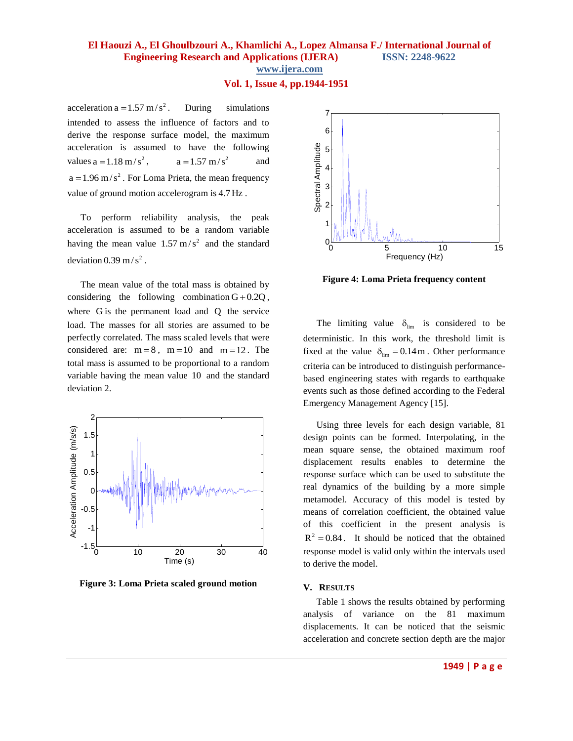acceleration $a = 1.57\ m/s^2$. During simulations intended to assess the influence of factors and to derive the response surface model, the maximum acceleration is assumed to have the following values $a = 1.18\ m/s^2$, $a = 1.57\ m/s^2$ and $a = 1.96\ m/s^2$. For Loma Prieta, the mean frequency value of ground motion accelerogram is $4.7\ \text{Hz}$.

To perform reliability analysis, the peak acceleration is assumed to be a random variable having the mean value $1.57\ m/s^2$ and the standard deviation $0.39\ m/s^2$.

The mean value of the total mass is obtained by considering the following combination $G + 0.2Q$, where $G$ is the permanent load and $Q$ the service load. The masses for all stories are assumed to be perfectly correlated. The mass scaled levels that were considered are: $m = 8$, $m = 10$ and $m = 12$. The total mass is assumed to be proportional to a random variable having the mean value 10 and the standard deviation 2.

**Figure 3: Loma Prieta scaled ground motion**

**Figure 4: Loma Prieta frequency content**

The limiting value $\delta_{lim}$ is considered to be deterministic. In this work, the threshold limit is fixed at the value $\delta_{lim} = 0.14\ m$. Other performance criteria can be introduced to distinguish performance-based engineering states with regards to earthquake events such as those defined according to the Federal Emergency Management Agency [15].

Using three levels for each design variable, 81 design points can be formed. Interpolating, in the mean square sense, the obtained maximum roof displacement results enables to determine the response surface which can be used to substitute the real dynamics of the building by a more simple metamodel. Accuracy of this model is tested by means of correlation coefficient, the obtained value of this coefficient in the present analysis is $R^2 = 0.84$. It should be noticed that the obtained response model is valid only within the intervals used to derive the model.

## V. Results

Table 1 shows the results obtained by performing analysis of variance on the 81 maximum displacements. It can be noticed that the seismic acceleration and concrete section depth are the major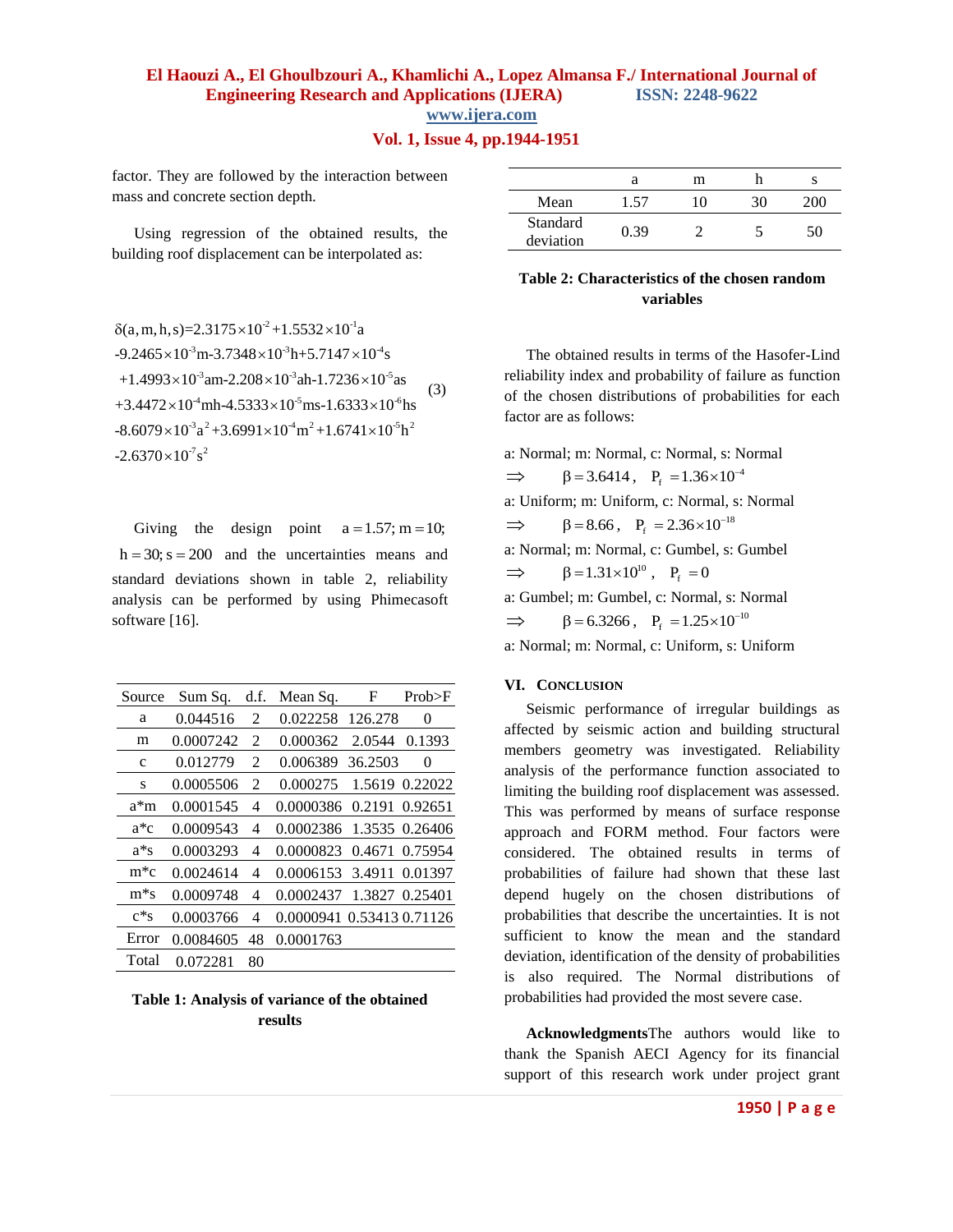factor. They are followed by the interaction between mass and concrete section depth.

Using regression of the obtained results, the building roof displacement can be interpolated as:

$$
\begin{aligned}
&\delta(a,m,h,s)=2.3175\times10^{-2}+1.5532\times10^{-1}a \\
&-9.2465\times10^{-3}m-3.7348\times10^{-3}h+5.7147\times10^{-4}s \\
&+1.4993\times10^{-3}am-2.208\times10^{-3}ah-1.7236\times10^{-5}as \\
&+3.4472\times10^{-4}mh-4.5333\times10^{-5}ms-1.6333\times10^{-6}hs \\
&-8.6079\times10^{-3}a^2+3.6991\times10^{-4}m^2+1.6741\times10^{-5}h^2 \\
&-2.6370\times10^{-7}s^2
\end{aligned}
\quad (3)
$$

Giving the design point $a=1.57; m=10; h=30; s=200$ and the uncertainties means and standard deviations shown in table 2, reliability analysis can be performed by using Phimecasoft software [16].

| Source | Sum Sq. | d.f. | Mean Sq. | F | Prob>F |
|---|---|---|---|---|---|
| a | 0.044516 | 2 | 0.022258 | 126.278 | 0 |
| m | 0.0007242 | 2 | 0.000362 | 2.0544 | 0.1393 |
| c | 0.012779 | 2 | 0.006389 | 36.2503 | 0 |
| s | 0.0005506 | 2 | 0.000275 | 1.5619 | 0.22022 |
| a*m | 0.0001545 | 4 | 0.0000386 | 0.2191 | 0.92651 |
| a*c | 0.0009543 | 4 | 0.0002386 | 1.3535 | 0.26406 |
| a*s | 0.0003293 | 4 | 0.0000823 | 0.4671 | 0.75954 |
| m*c | 0.0024614 | 4 | 0.0006153 | 3.4911 | 0.01397 |
| m*s | 0.0009748 | 4 | 0.0002437 | 1.3827 | 0.25401 |
| c*s | 0.0003766 | 4 | 0.0000941 | 0.53413 | 0.71126 |
| Error | 0.0084605 | 48 | 0.0001763 | | |
| Total | 0.072281 | 80 | | | |

**Table 1: Analysis of variance of the obtained results**

| | a | m | h | s |
|---|---|---|---|---|
| Mean | 1.57 | 10 | 30 | 200 |
| Standard deviation | 0.39 | 2 | 5 | 50 |

**Table 2: Characteristics of the chosen random variables**

The obtained results in terms of the Hasofer-Lind reliability index and probability of failure as function of the chosen distributions of probabilities for each factor are as follows:

a: Normal; m: Normal, c: Normal, s: Normal

$\Rightarrow \quad \beta=3.6414, \quad P_f=1.36\times10^{-4}$

a: Uniform; m: Uniform, c: Normal, s: Normal

$\Rightarrow \quad \beta=8.66, \quad P_f=2.36\times10^{-18}$

a: Normal; m: Normal, c: Gumbel, s: Gumbel

$\Rightarrow \quad \beta=1.31\times10^{10}, \quad P_f=0$

a: Gumbel; m: Gumbel, c: Normal, s: Normal

$\Rightarrow \quad \beta=6.3266, \quad P_f=1.25\times10^{-10}$

a: Normal; m: Normal, c: Uniform, s: Uniform

## VI. Conclusion

Seismic performance of irregular buildings as affected by seismic action and building structural members geometry was investigated. Reliability analysis of the performance function associated to limiting the building roof displacement was assessed. This was performed by means of surface response approach and FORM method. Four factors were considered. The obtained results in terms of probabilities of failure had shown that these last depend hugely on the chosen distributions of probabilities that describe the uncertainties. It is not sufficient to know the mean and the standard deviation, identification of the density of probabilities is also required. The Normal distributions of probabilities had provided the most severe case.

**Acknowledgments**The authors would like to thank the Spanish AECI Agency for its financial support of this research work under project grant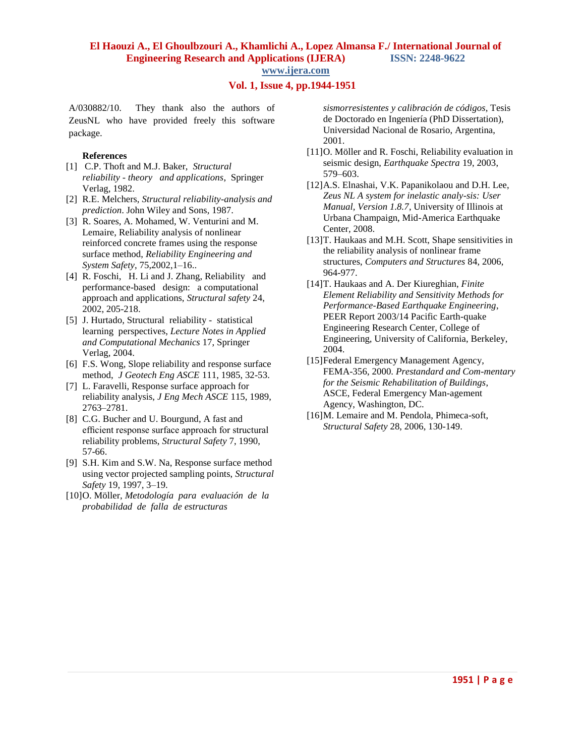A/030882/10. They thank also the authors of ZeusNL who have provided freely this software package.

### References

[1] C.P. Thoft and M.J. Baker, *Structural reliability - theory and applications*, Springer Verlag, 1982.

[2] R.E. Melchers, *Structural reliability-analysis and prediction*. John Wiley and Sons, 1987.

[3] R. Soares, A. Mohamed, W. Venturini and M. Lemaire, Reliability analysis of nonlinear reinforced concrete frames using the response surface method, *Reliability Engineering and System Safety*, 75,2002,1–16..

[4] R. Foschi, H. Li and J. Zhang, Reliability and performance-based design: a computational approach and applications, *Structural safety* 24, 2002, 205-218.

[5] J. Hurtado, Structural reliability - statistical learning perspectives, *Lecture Notes in Applied and Computational Mechanics* 17, Springer Verlag, 2004.

[6] F.S. Wong, Slope reliability and response surface method, *J Geotech Eng ASCE* 111, 1985, 32-53.

[7] L. Faravelli, Response surface approach for reliability analysis, *J Eng Mech ASCE* 115, 1989, 2763–2781.

[8] C.G. Bucher and U. Bourgund, A fast and efficient response surface approach for structural reliability problems, *Structural Safety* 7, 1990, 57-66.

[9] S.H. Kim and S.W. Na, Response surface method using vector projected sampling points, *Structural Safety* 19, 1997, 3–19.

[10] O. Möller, *Metodología para evaluación de la probabilidad de falla de estructuras sismorresistentes y calibración de códigos*, Tesis de Doctorado en Ingeniería (PhD Dissertation), Universidad Nacional de Rosario, Argentina, 2001.

[11] O. Möller and R. Foschi, Reliability evaluation in seismic design, *Earthquake Spectra* 19, 2003, 579–603.

[12] A.S. Elnashai, V.K. Papanikolaou and D.H. Lee, *Zeus NL A system for inelastic analy-sis: User Manual, Version 1.8.7*, University of Illinois at Urbana Champaign, Mid-America Earthquake Center, 2008.

[13] T. Haukaas and M.H. Scott, Shape sensitivities in the reliability analysis of nonlinear frame structures, *Computers and Structures* 84, 2006, 964-977.

[14] T. Haukaas and A. Der Kiureghian, *Finite Element Reliability and Sensitivity Methods for Performance-Based Earthquake Engineering*, PEER Report 2003/14 Pacific Earth-quake Engineering Research Center, College of Engineering, University of California, Berkeley, 2004.

[15] Federal Emergency Management Agency, FEMA-356, 2000. *Prestandard and Com-mentary for the Seismic Rehabilitation of Buildings*, ASCE, Federal Emergency Man-agement Agency, Washington, DC.

[16] M. Lemaire and M. Pendola, Phimeca-soft, *Structural Safety* 28, 2006, 130-149.